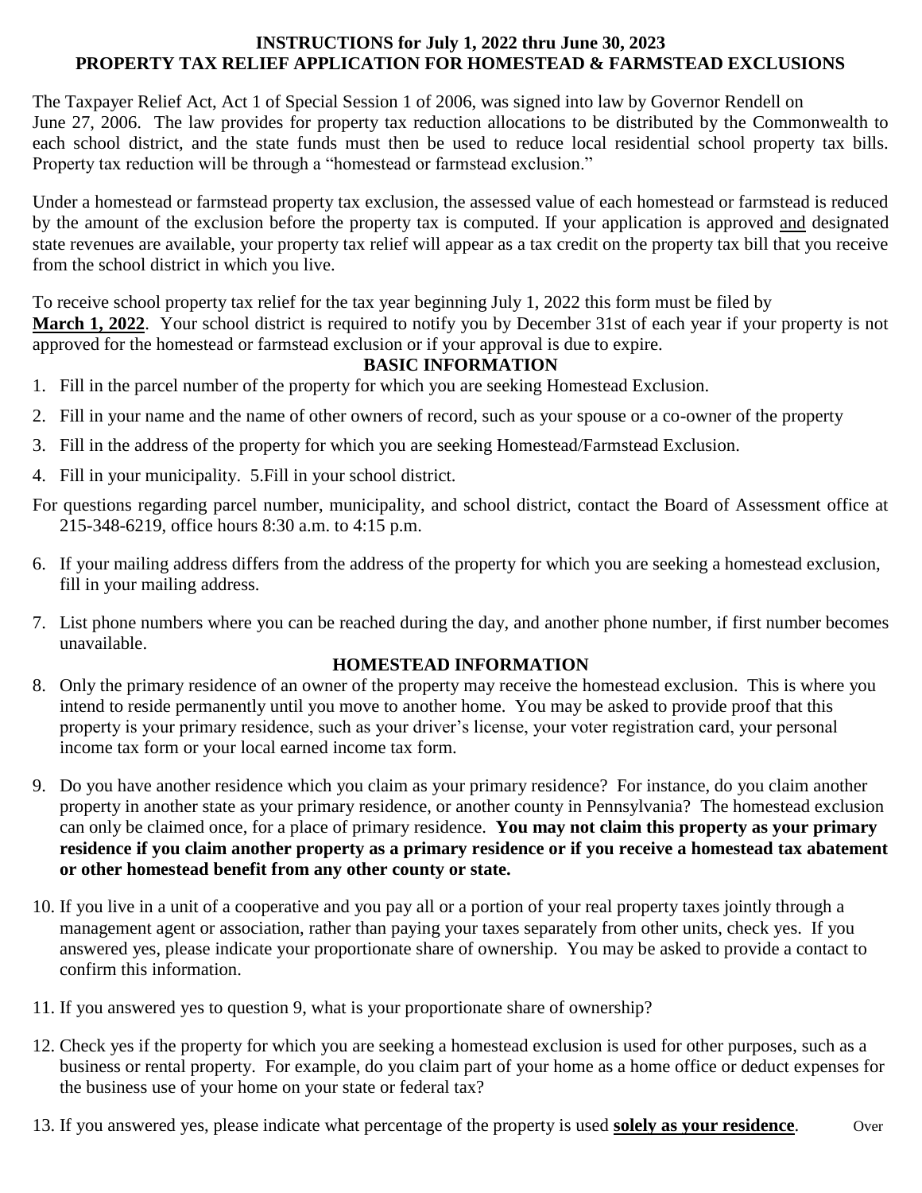# INSTRUCTIONS for July 1, 2022 thru June 30, 2023
# PROPERTY TAX RELIEF APPLICATION FOR HOMESTEAD & FARMSTEAD EXCLUSIONS

The Taxpayer Relief Act, Act 1 of Special Session 1 of 2006, was signed into law by Governor Rendell on June 27, 2006. The law provides for property tax reduction allocations to be distributed by the Commonwealth to each school district, and the state funds must then be used to reduce local residential school property tax bills. Property tax reduction will be through a "homestead or farmstead exclusion."

Under a homestead or farmstead property tax exclusion, the assessed value of each homestead or farmstead is reduced by the amount of the exclusion before the property tax is computed. If your application is approved and designated state revenues are available, your property tax relief will appear as a tax credit on the property tax bill that you receive from the school district in which you live.

To receive school property tax relief for the tax year beginning July 1, 2022 this form must be filed by **March 1, 2022**. Your school district is required to notify you by December 31st of each year if your property is not approved for the homestead or farmstead exclusion or if your approval is due to expire.

## BASIC INFORMATION

1. Fill in the parcel number of the property for which you are seeking Homestead Exclusion.
2. Fill in your name and the name of other owners of record, such as your spouse or a co-owner of the property
3. Fill in the address of the property for which you are seeking Homestead/Farmstead Exclusion.
4. Fill in your municipality. 5.Fill in your school district.

For questions regarding parcel number, municipality, and school district, contact the Board of Assessment office at 215-348-6219, office hours 8:30 a.m. to 4:15 p.m.

6. If your mailing address differs from the address of the property for which you are seeking a homestead exclusion, fill in your mailing address.
7. List phone numbers where you can be reached during the day, and another phone number, if first number becomes unavailable.

## HOMESTEAD INFORMATION

8. Only the primary residence of an owner of the property may receive the homestead exclusion. This is where you intend to reside permanently until you move to another home. You may be asked to provide proof that this property is your primary residence, such as your driver's license, your voter registration card, your personal income tax form or your local earned income tax form.
9. Do you have another residence which you claim as your primary residence? For instance, do you claim another property in another state as your primary residence, or another county in Pennsylvania? The homestead exclusion can only be claimed once, for a place of primary residence. **You may not claim this property as your primary residence if you claim another property as a primary residence or if you receive a homestead tax abatement or other homestead benefit from any other county or state.**
10. If you live in a unit of a cooperative and you pay all or a portion of your real property taxes jointly through a management agent or association, rather than paying your taxes separately from other units, check yes. If you answered yes, please indicate your proportionate share of ownership. You may be asked to provide a contact to confirm this information.
11. If you answered yes to question 9, what is your proportionate share of ownership?
12. Check yes if the property for which you are seeking a homestead exclusion is used for other purposes, such as a business or rental property. For example, do you claim part of your home as a home office or deduct expenses for the business use of your home on your state or federal tax?
13. If you answered yes, please indicate what percentage of the property is used **solely as your residence**.

Over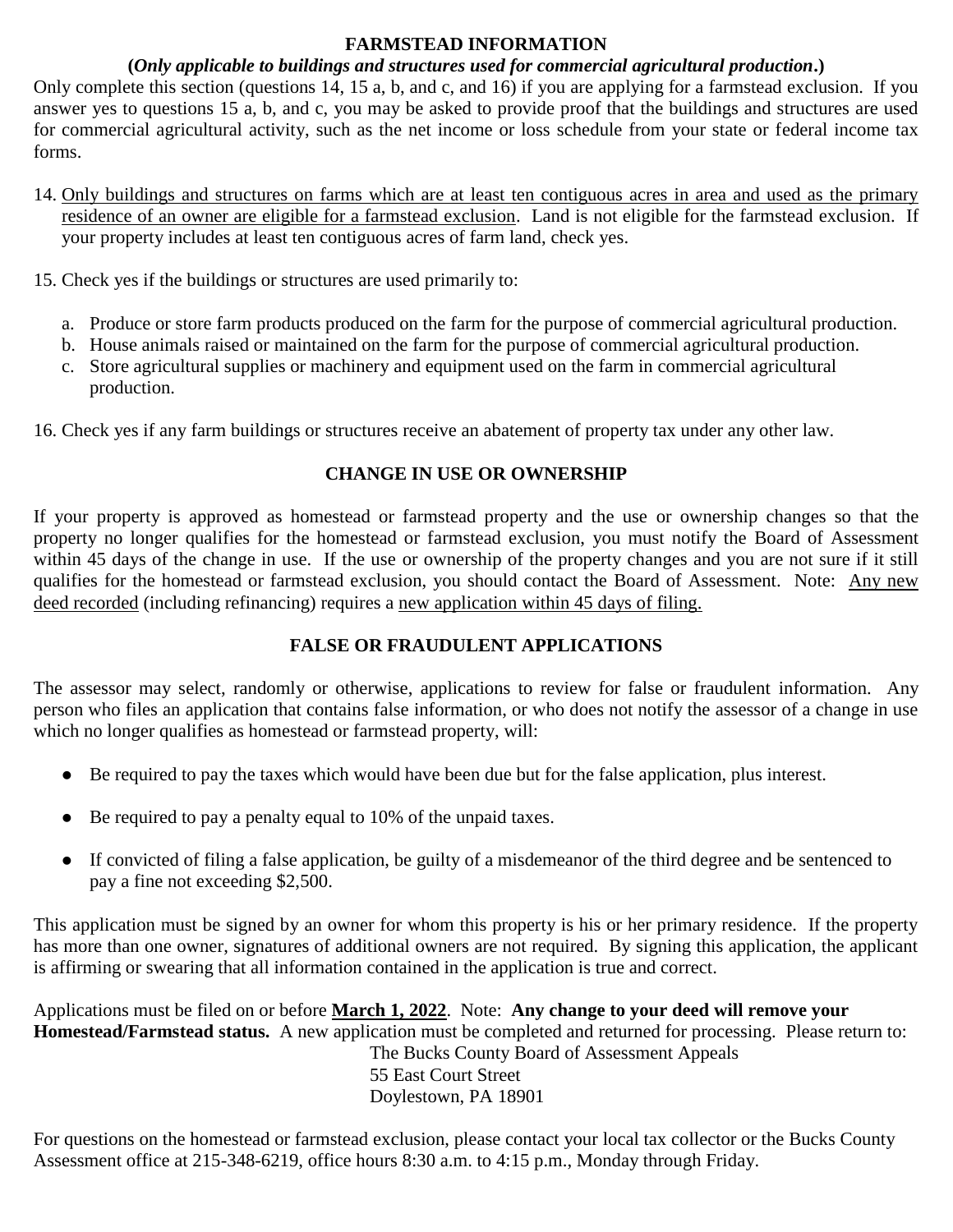## FARMSTEAD INFORMATION

**(*Only applicable to buildings and structures used for commercial agricultural production*.)**

Only complete this section (questions 14, 15 a, b, and c, and 16) if you are applying for a farmstead exclusion. If you answer yes to questions 15 a, b, and c, you may be asked to provide proof that the buildings and structures are used for commercial agricultural activity, such as the net income or loss schedule from your state or federal income tax forms.

14. Only buildings and structures on farms which are at least ten contiguous acres in area and used as the primary residence of an owner are eligible for a farmstead exclusion. Land is not eligible for the farmstead exclusion. If your property includes at least ten contiguous acres of farm land, check yes.

15. Check yes if the buildings or structures are used primarily to:

    a. Produce or store farm products produced on the farm for the purpose of commercial agricultural production.
    b. House animals raised or maintained on the farm for the purpose of commercial agricultural production.
    c. Store agricultural supplies or machinery and equipment used on the farm in commercial agricultural production.

16. Check yes if any farm buildings or structures receive an abatement of property tax under any other law.

## CHANGE IN USE OR OWNERSHIP

If your property is approved as homestead or farmstead property and the use or ownership changes so that the property no longer qualifies for the homestead or farmstead exclusion, you must notify the Board of Assessment within 45 days of the change in use. If the use or ownership of the property changes and you are not sure if it still qualifies for the homestead or farmstead exclusion, you should contact the Board of Assessment. Note: Any new deed recorded (including refinancing) requires a new application within 45 days of filing.

## FALSE OR FRAUDULENT APPLICATIONS

The assessor may select, randomly or otherwise, applications to review for false or fraudulent information. Any person who files an application that contains false information, or who does not notify the assessor of a change in use which no longer qualifies as homestead or farmstead property, will:

- Be required to pay the taxes which would have been due but for the false application, plus interest.
- Be required to pay a penalty equal to 10% of the unpaid taxes.
- If convicted of filing a false application, be guilty of a misdemeanor of the third degree and be sentenced to pay a fine not exceeding $2,500.

This application must be signed by an owner for whom this property is his or her primary residence. If the property has more than one owner, signatures of additional owners are not required. By signing this application, the applicant is affirming or swearing that all information contained in the application is true and correct.

Applications must be filed on or before **March 1, 2022**. Note: **Any change to your deed will remove your Homestead/Farmstead status.** A new application must be completed and returned for processing. Please return to:

The Bucks County Board of Assessment Appeals
55 East Court Street
Doylestown, PA 18901

For questions on the homestead or farmstead exclusion, please contact your local tax collector or the Bucks County Assessment office at 215-348-6219, office hours 8:30 a.m. to 4:15 p.m., Monday through Friday.